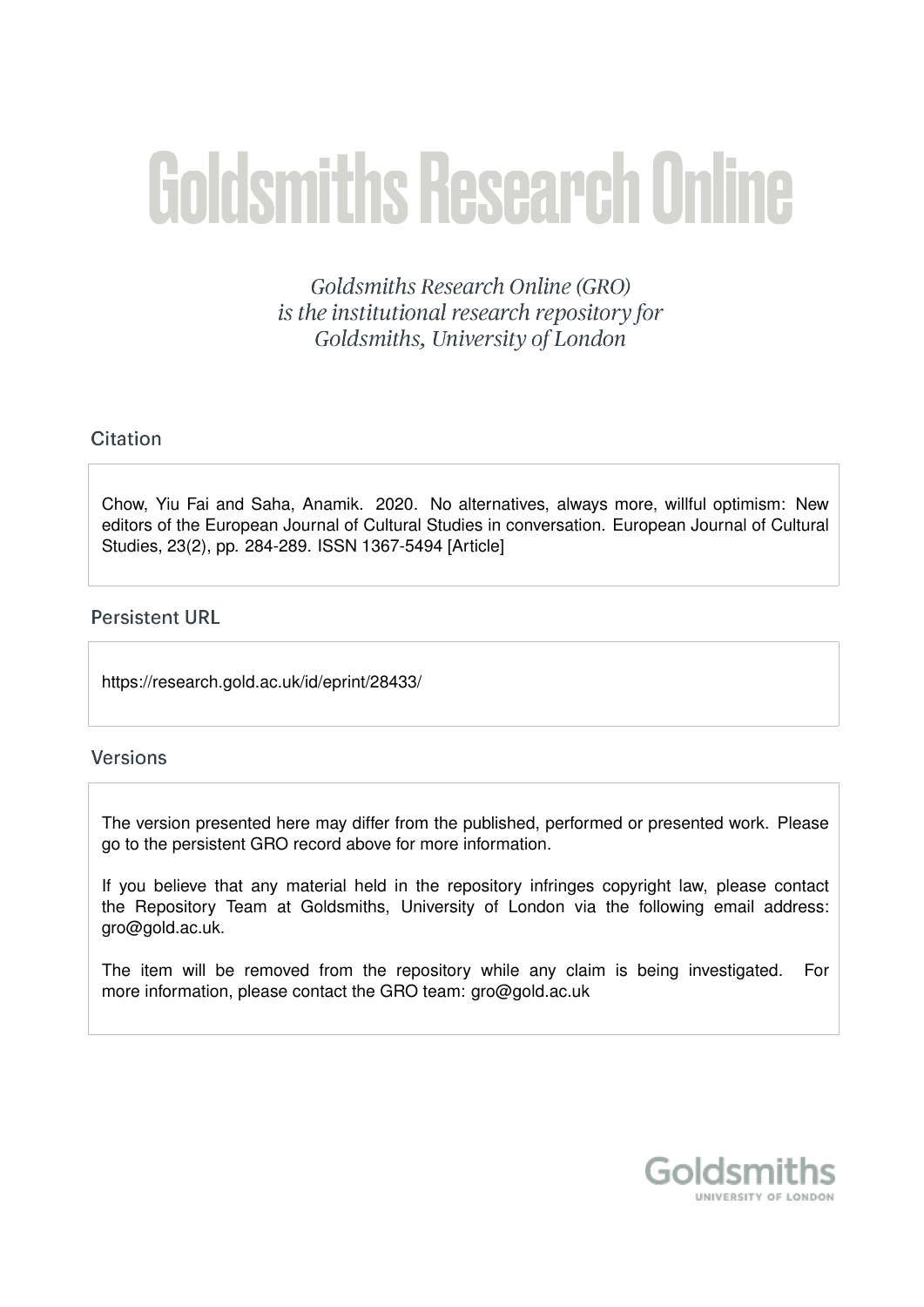# Goldsmiths Research Online

*Goldsmiths Research Online (GRO) is the institutional research repository for Goldsmiths, University of London*

## Citation

Chow, Yiu Fai and Saha, Anamik. 2020. No alternatives, always more, willful optimism: New editors of the European Journal of Cultural Studies in conversation. European Journal of Cultural Studies, 23(2), pp. 284-289. ISSN 1367-5494 [Article]

## Persistent URL

https://research.gold.ac.uk/id/eprint/28433/

## Versions

The version presented here may differ from the published, performed or presented work. Please go to the persistent GRO record above for more information.

If you believe that any material held in the repository infringes copyright law, please contact the Repository Team at Goldsmiths, University of London via the following email address: gro@gold.ac.uk.

The item will be removed from the repository while any claim is being investigated. For more information, please contact the GRO team: gro@gold.ac.uk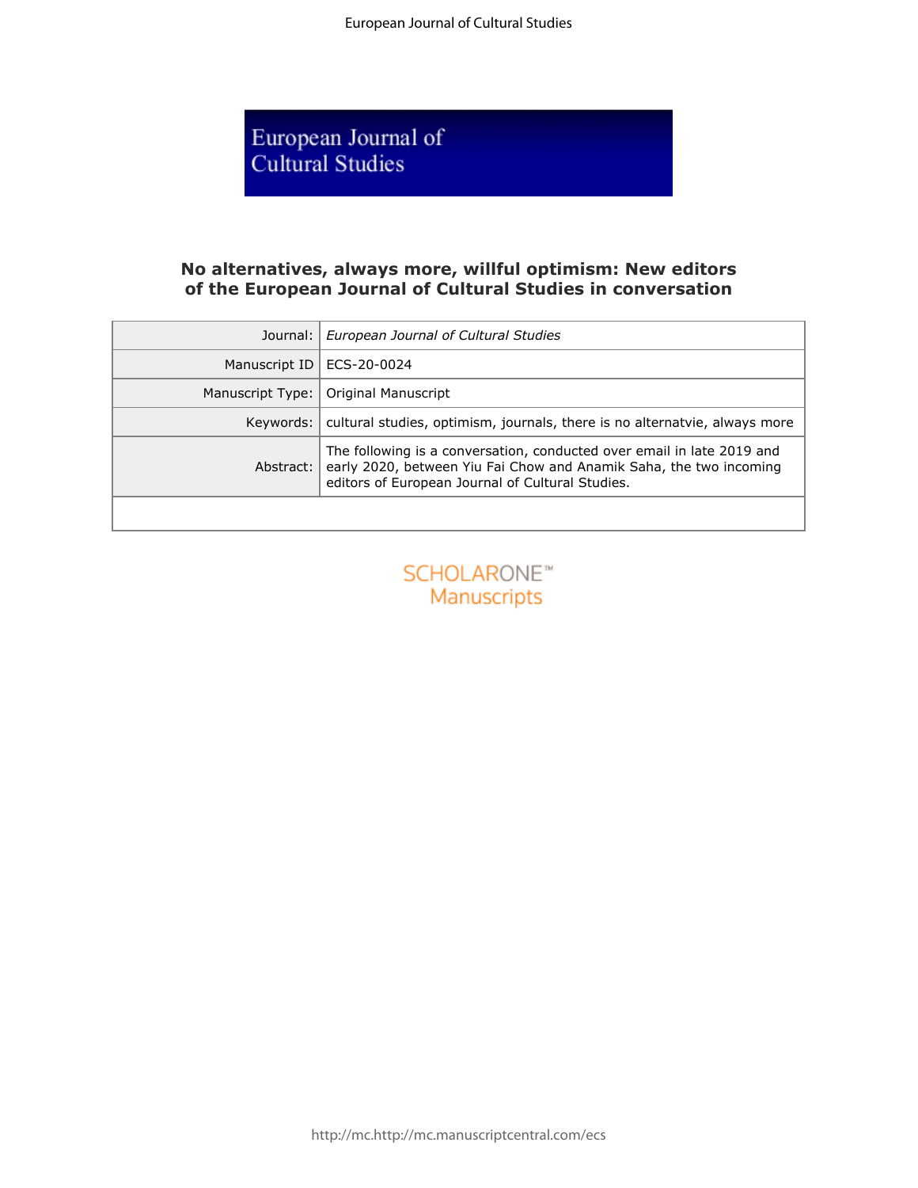# No alternatives, always more, willful optimism: New editors of the European Journal of Cultural Studies in conversation

| Journal: | *European Journal of Cultural Studies* |
|---|---|
| Manuscript ID | ECS-20-0024 |
| Manuscript Type: | Original Manuscript |
| Keywords: | cultural studies, optimism, journals, there is no alternatvie, always more |
| Abstract: | The following is a conversation, conducted over email in late 2019 and early 2020, between Yiu Fai Chow and Anamik Saha, the two incoming editors of European Journal of Cultural Studies. |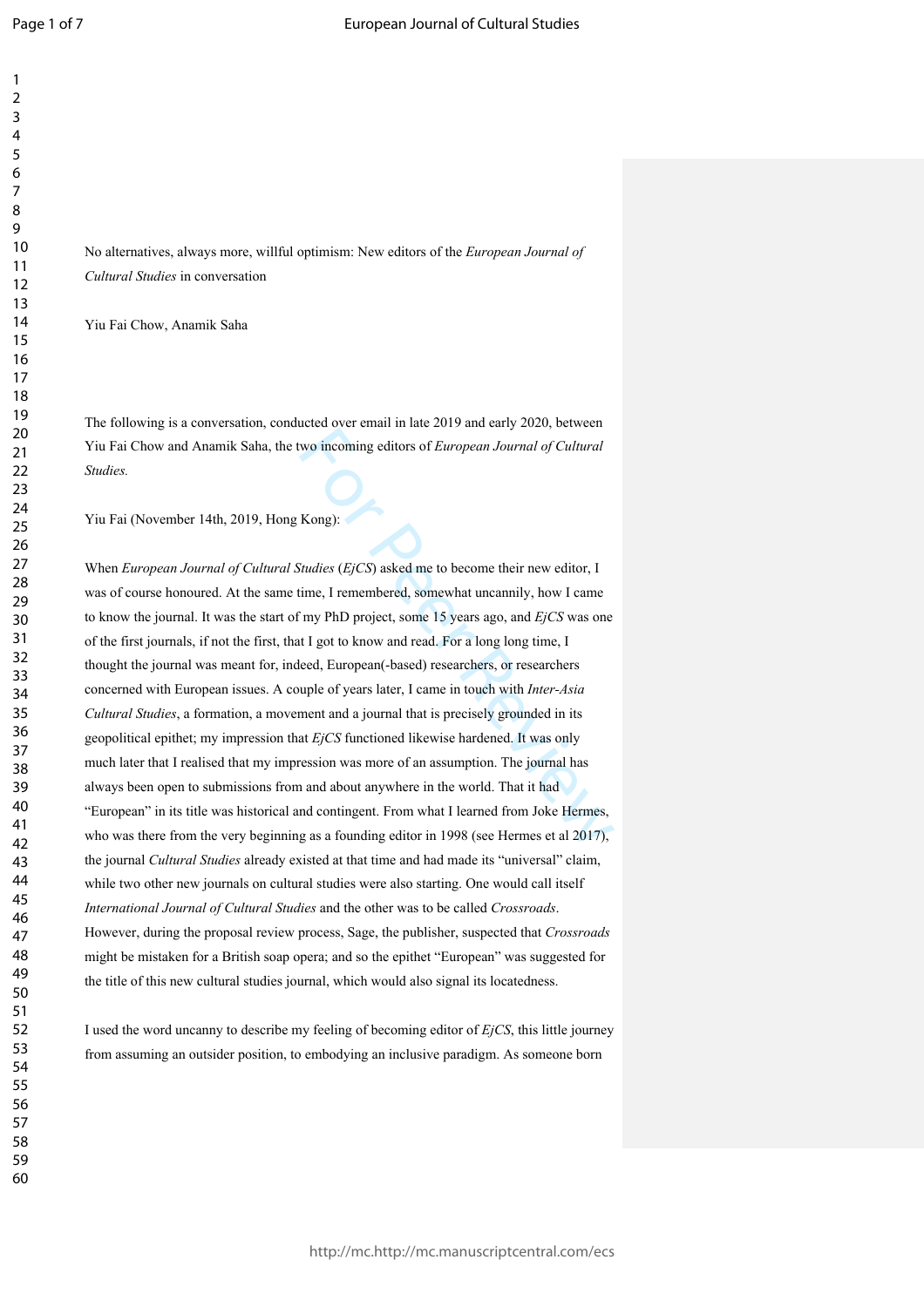No alternatives, always more, willful optimism: New editors of the *European Journal of Cultural Studies* in conversation

Yiu Fai Chow, Anamik Saha

The following is a conversation, conducted over email in late 2019 and early 2020, between Yiu Fai Chow and Anamik Saha, the two incoming editors of *European Journal of Cultural Studies.*

Yiu Fai (November 14th, 2019, Hong Kong):

When *European Journal of Cultural Studies* (*EjCS*) asked me to become their new editor, I was of course honoured. At the same time, I remembered, somewhat uncannily, how I came to know the journal. It was the start of my PhD project, some 15 years ago, and *EjCS* was one of the first journals, if not the first, that I got to know and read. For a long long time, I thought the journal was meant for, indeed, European(-based) researchers, or researchers concerned with European issues. A couple of years later, I came in touch with *Inter-Asia Cultural Studies*, a formation, a movement and a journal that is precisely grounded in its geopolitical epithet; my impression that *EjCS* functioned likewise hardened. It was only much later that I realised that my impression was more of an assumption. The journal has always been open to submissions from and about anywhere in the world. That it had "European" in its title was historical and contingent. From what I learned from Joke Hermes, who was there from the very beginning as a founding editor in 1998 (see Hermes et al 2017), the journal *Cultural Studies* already existed at that time and had made its "universal" claim, while two other new journals on cultural studies were also starting. One would call itself *International Journal of Cultural Studies* and the other was to be called *Crossroads*. However, during the proposal review process, Sage, the publisher, suspected that *Crossroads* might be mistaken for a British soap opera; and so the epithet "European" was suggested for the title of this new cultural studies journal, which would also signal its locatedness.

I used the word uncanny to describe my feeling of becoming editor of *EjCS*, this little journey from assuming an outsider position, to embodying an inclusive paradigm. As someone born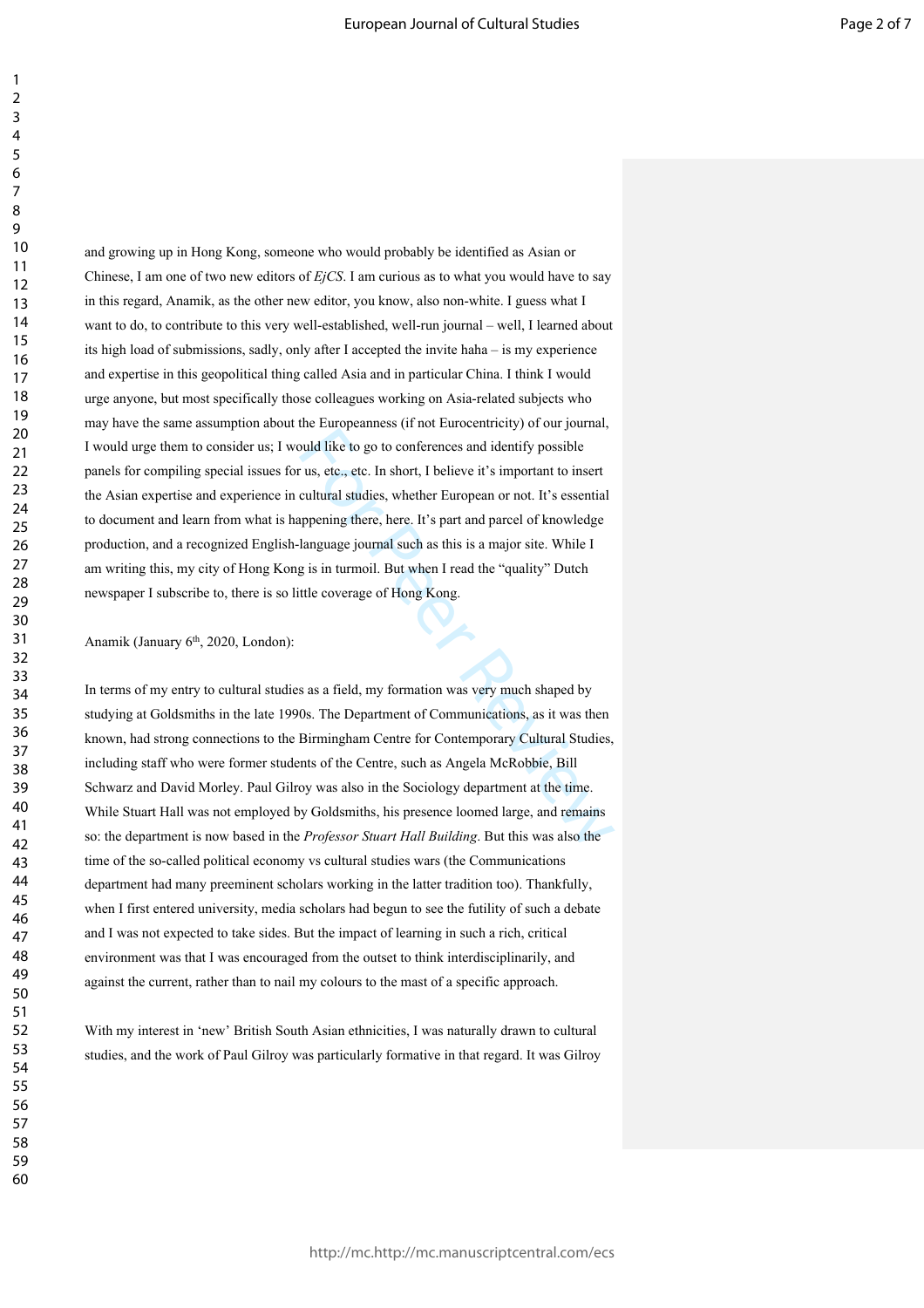and growing up in Hong Kong, someone who would probably be identified as Asian or Chinese, I am one of two new editors of *EjCS*. I am curious as to what you would have to say in this regard, Anamik, as the other new editor, you know, also non-white. I guess what I want to do, to contribute to this very well-established, well-run journal – well, I learned about its high load of submissions, sadly, only after I accepted the invite haha – is my experience and expertise in this geopolitical thing called Asia and in particular China. I think I would urge anyone, but most specifically those colleagues working on Asia-related subjects who may have the same assumption about the Europeanness (if not Eurocentricity) of our journal, I would urge them to consider us; I would like to go to conferences and identify possible panels for compiling special issues for us, etc., etc. In short, I believe it's important to insert the Asian expertise and experience in cultural studies, whether European or not. It's essential to document and learn from what is happening there, here. It's part and parcel of knowledge production, and a recognized English-language journal such as this is a major site. While I am writing this, my city of Hong Kong is in turmoil. But when I read the "quality" Dutch newspaper I subscribe to, there is so little coverage of Hong Kong.

Anamik (January 6th, 2020, London):

In terms of my entry to cultural studies as a field, my formation was very much shaped by studying at Goldsmiths in the late 1990s. The Department of Communications, as it was then known, had strong connections to the Birmingham Centre for Contemporary Cultural Studies, including staff who were former students of the Centre, such as Angela McRobbie, Bill Schwarz and David Morley. Paul Gilroy was also in the Sociology department at the time. While Stuart Hall was not employed by Goldsmiths, his presence loomed large, and remains so: the department is now based in the *Professor Stuart Hall Building*. But this was also the time of the so-called political economy vs cultural studies wars (the Communications department had many preeminent scholars working in the latter tradition too). Thankfully, when I first entered university, media scholars had begun to see the futility of such a debate and I was not expected to take sides. But the impact of learning in such a rich, critical environment was that I was encouraged from the outset to think interdisciplinarily, and against the current, rather than to nail my colours to the mast of a specific approach.

With my interest in 'new' British South Asian ethnicities, I was naturally drawn to cultural studies, and the work of Paul Gilroy was particularly formative in that regard. It was Gilroy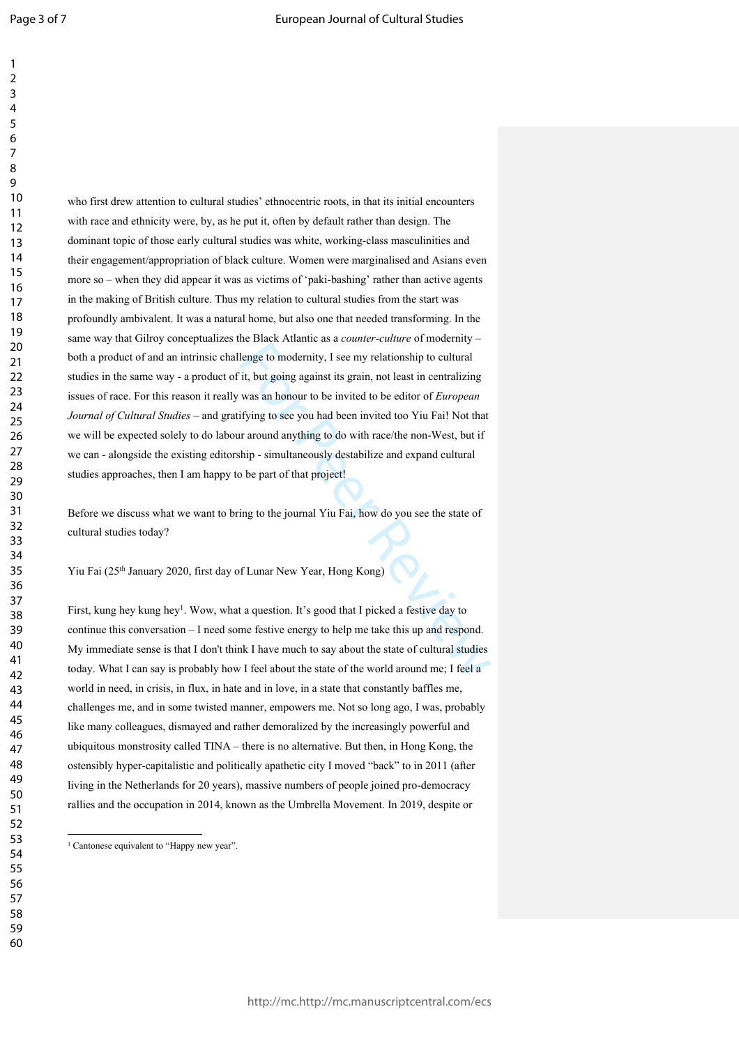who first drew attention to cultural studies' ethnocentric roots, in that its initial encounters with race and ethnicity were, by, as he put it, often by default rather than design. The dominant topic of those early cultural studies was white, working-class masculinities and their engagement/appropriation of black culture. Women were marginalised and Asians even more so – when they did appear it was as victims of 'paki-bashing' rather than active agents in the making of British culture. Thus my relation to cultural studies from the start was profoundly ambivalent. It was a natural home, but also one that needed transforming. In the same way that Gilroy conceptualizes the Black Atlantic as a *counter-culture* of modernity – both a product of and an intrinsic challenge to modernity, I see my relationship to cultural studies in the same way - a product of it, but going against its grain, not least in centralizing issues of race. For this reason it really was an honour to be invited to be editor of *European Journal of Cultural Studies* – and gratifying to see you had been invited too Yiu Fai! Not that we will be expected solely to do labour around anything to do with race/the non-West, but if we can - alongside the existing editorship - simultaneously destabilize and expand cultural studies approaches, then I am happy to be part of that project!

Before we discuss what we want to bring to the journal Yiu Fai, how do you see the state of cultural studies today?

Yiu Fai (25th January 2020, first day of Lunar New Year, Hong Kong)

First, kung hey kung hey[1]. Wow, what a question. It's good that I picked a festive day to continue this conversation – I need some festive energy to help me take this up and respond. My immediate sense is that I don't think I have much to say about the state of cultural studies today. What I can say is probably how I feel about the state of the world around me; I feel a world in need, in crisis, in flux, in hate and in love, in a state that constantly baffles me, challenges me, and in some twisted manner, empowers me. Not so long ago, I was, probably like many colleagues, dismayed and rather demoralized by the increasingly powerful and ubiquitous monstrosity called TINA – there is no alternative. But then, in Hong Kong, the ostensibly hyper-capitalistic and politically apathetic city I moved "back" to in 2011 (after living in the Netherlands for 20 years), massive numbers of people joined pro-democracy rallies and the occupation in 2014, known as the Umbrella Movement. In 2019, despite or

[1] Cantonese equivalent to "Happy new year".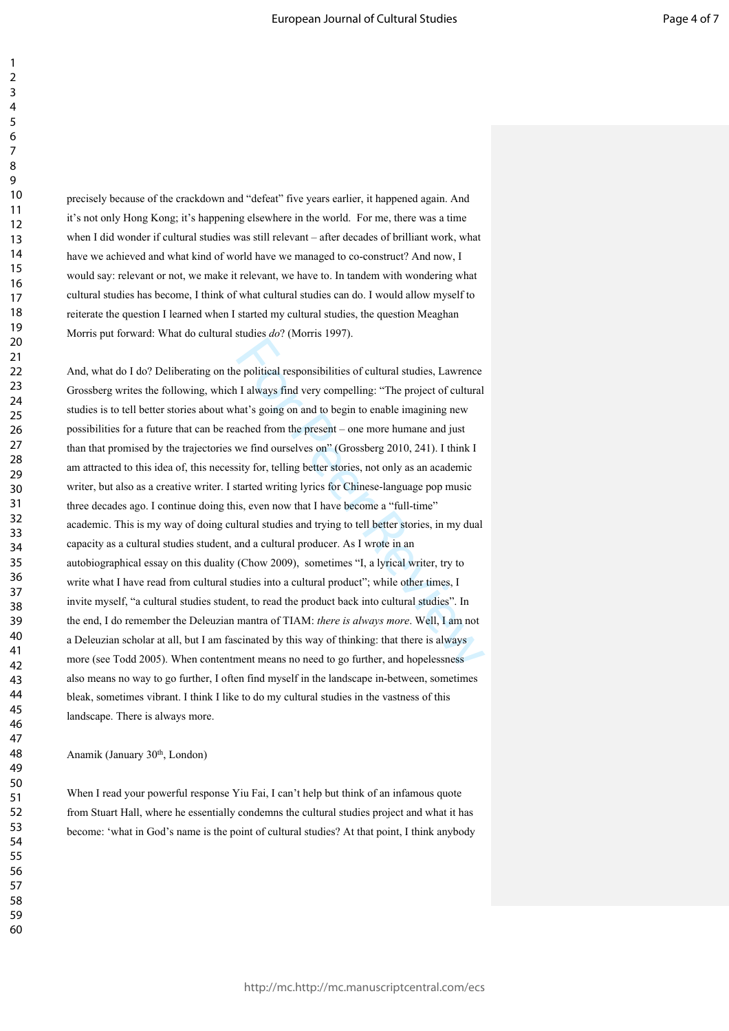precisely because of the crackdown and "defeat" five years earlier, it happened again. And it's not only Hong Kong; it's happening elsewhere in the world. For me, there was a time when I did wonder if cultural studies was still relevant – after decades of brilliant work, what have we achieved and what kind of world have we managed to co-construct? And now, I would say: relevant or not, we make it relevant, we have to. In tandem with wondering what cultural studies has become, I think of what cultural studies can do. I would allow myself to reiterate the question I learned when I started my cultural studies, the question Meaghan Morris put forward: What do cultural studies *do*? (Morris 1997).

And, what do I do? Deliberating on the political responsibilities of cultural studies, Lawrence Grossberg writes the following, which I always find very compelling: "The project of cultural studies is to tell better stories about what's going on and to begin to enable imagining new possibilities for a future that can be reached from the present – one more humane and just than that promised by the trajectories we find ourselves on" (Grossberg 2010, 241). I think I am attracted to this idea of, this necessity for, telling better stories, not only as an academic writer, but also as a creative writer. I started writing lyrics for Chinese-language pop music three decades ago. I continue doing this, even now that I have become a "full-time" academic. This is my way of doing cultural studies and trying to tell better stories, in my dual capacity as a cultural studies student, and a cultural producer. As I wrote in an autobiographical essay on this duality (Chow 2009), sometimes "I, a lyrical writer, try to write what I have read from cultural studies into a cultural product"; while other times, I invite myself, "a cultural studies student, to read the product back into cultural studies". In the end, I do remember the Deleuzian mantra of TIAM: *there is always more*. Well, I am not a Deleuzian scholar at all, but I am fascinated by this way of thinking: that there is always more (see Todd 2005). When contentment means no need to go further, and hopelessness also means no way to go further, I often find myself in the landscape in-between, sometimes bleak, sometimes vibrant. I think I like to do my cultural studies in the vastness of this landscape. There is always more.

Anamik (January 30th, London)

When I read your powerful response Yiu Fai, I can't help but think of an infamous quote from Stuart Hall, where he essentially condemns the cultural studies project and what it has become: 'what in God's name is the point of cultural studies? At that point, I think anybody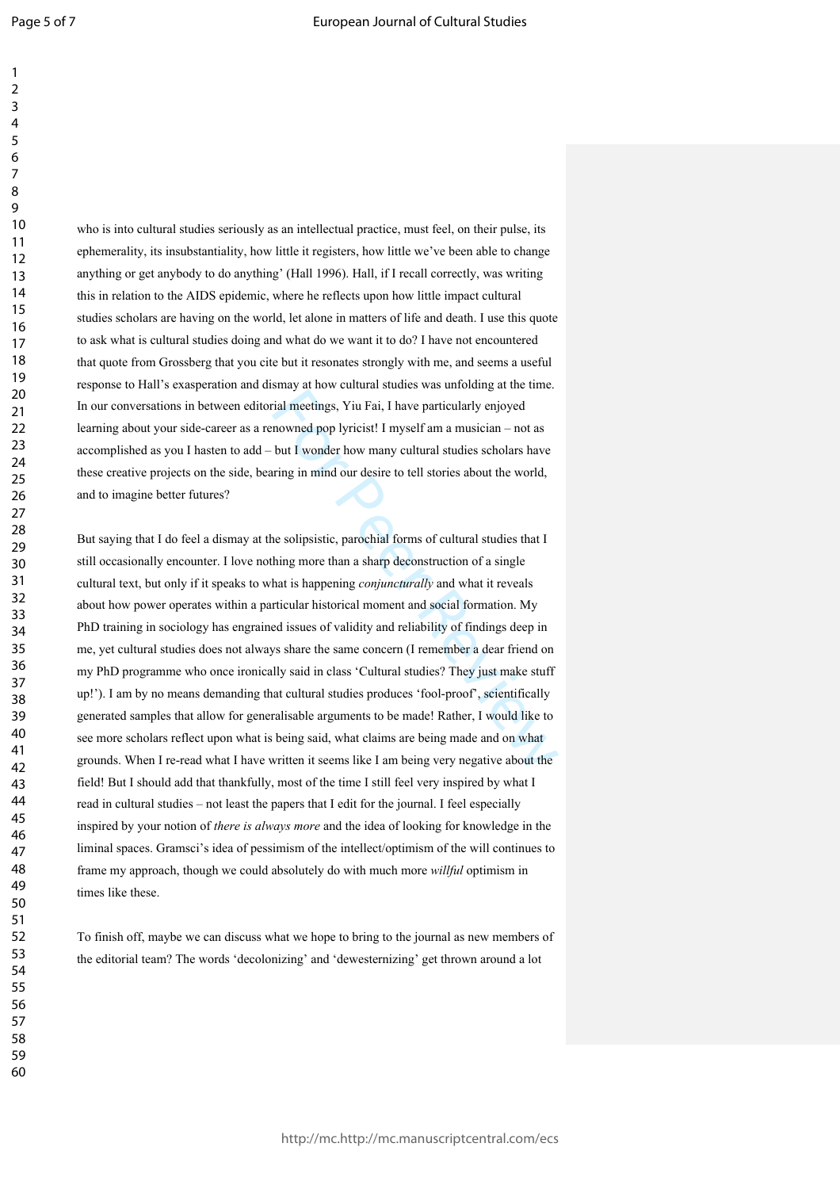who is into cultural studies seriously as an intellectual practice, must feel, on their pulse, its ephemerality, its insubstantiality, how little it registers, how little we've been able to change anything or get anybody to do anything' (Hall 1996). Hall, if I recall correctly, was writing this in relation to the AIDS epidemic, where he reflects upon how little impact cultural studies scholars are having on the world, let alone in matters of life and death. I use this quote to ask what is cultural studies doing and what do we want it to do? I have not encountered that quote from Grossberg that you cite but it resonates strongly with me, and seems a useful response to Hall's exasperation and dismay at how cultural studies was unfolding at the time. In our conversations in between editorial meetings, Yiu Fai, I have particularly enjoyed learning about your side-career as a renowned pop lyricist! I myself am a musician – not as accomplished as you I hasten to add – but I wonder how many cultural studies scholars have these creative projects on the side, bearing in mind our desire to tell stories about the world, and to imagine better futures?

But saying that I do feel a dismay at the solipsistic, parochial forms of cultural studies that I still occasionally encounter. I love nothing more than a sharp deconstruction of a single cultural text, but only if it speaks to what is happening *conjuncturally* and what it reveals about how power operates within a particular historical moment and social formation. My PhD training in sociology has engrained issues of validity and reliability of findings deep in me, yet cultural studies does not always share the same concern (I remember a dear friend on my PhD programme who once ironically said in class 'Cultural studies? They just make stuff up!'). I am by no means demanding that cultural studies produces 'fool-proof', scientifically generated samples that allow for generalisable arguments to be made! Rather, I would like to see more scholars reflect upon what is being said, what claims are being made and on what grounds. When I re-read what I have written it seems like I am being very negative about the field! But I should add that thankfully, most of the time I still feel very inspired by what I read in cultural studies – not least the papers that I edit for the journal. I feel especially inspired by your notion of *there is always more* and the idea of looking for knowledge in the liminal spaces. Gramsci's idea of pessimism of the intellect/optimism of the will continues to frame my approach, though we could absolutely do with much more *willful* optimism in times like these.

To finish off, maybe we can discuss what we hope to bring to the journal as new members of the editorial team? The words 'decolonizing' and 'dewesternizing' get thrown around a lot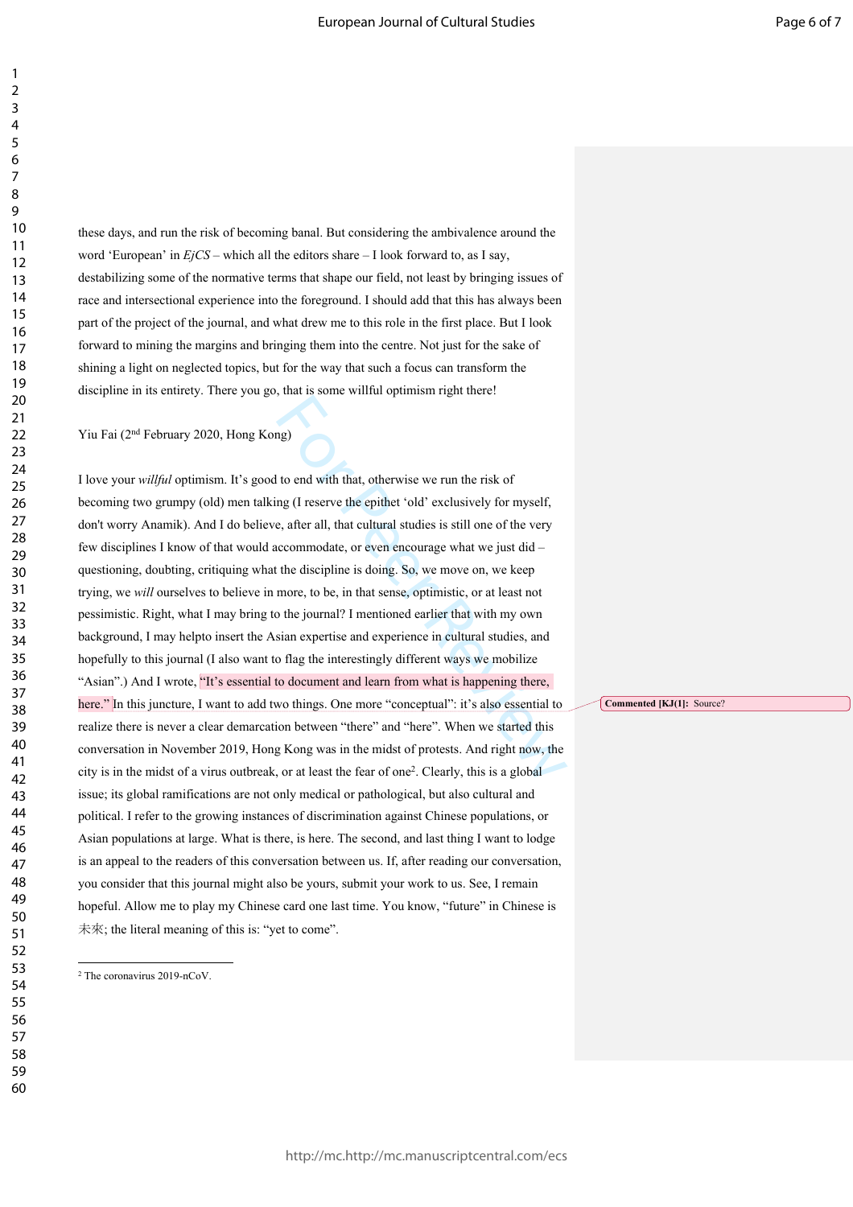these days, and run the risk of becoming banal. But considering the ambivalence around the word 'European' in *EjCS* – which all the editors share – I look forward to, as I say, destabilizing some of the normative terms that shape our field, not least by bringing issues of race and intersectional experience into the foreground. I should add that this has always been part of the project of the journal, and what drew me to this role in the first place. But I look forward to mining the margins and bringing them into the centre. Not just for the sake of shining a light on neglected topics, but for the way that such a focus can transform the discipline in its entirety. There you go, that is some willful optimism right there!

Yiu Fai (2nd February 2020, Hong Kong)

I love your *willful* optimism. It's good to end with that, otherwise we run the risk of becoming two grumpy (old) men talking (I reserve the epithet 'old' exclusively for myself, don't worry Anamik). And I do believe, after all, that cultural studies is still one of the very few disciplines I know of that would accommodate, or even encourage what we just did – questioning, doubting, critiquing what the discipline is doing. So, we move on, we keep trying, we *will* ourselves to believe in more, to be, in that sense, optimistic, or at least not pessimistic. Right, what I may bring to the journal? I mentioned earlier that with my own background, I may helpto insert the Asian expertise and experience in cultural studies, and hopefully to this journal (I also want to flag the interestingly different ways we mobilize "Asian".) And I wrote, "It's essential to document and learn from what is happening there, here." In this juncture, I want to add two things. One more "conceptual": it's also essential to realize there is never a clear demarcation between "there" and "here". When we started this conversation in November 2019, Hong Kong was in the midst of protests. And right now, the city is in the midst of a virus outbreak, or at least the fear of one[2]. Clearly, this is a global issue; its global ramifications are not only medical or pathological, but also cultural and political. I refer to the growing instances of discrimination against Chinese populations, or Asian populations at large. What is there, is here. The second, and last thing I want to lodge is an appeal to the readers of this conversation between us. If, after reading our conversation, you consider that this journal might also be yours, submit your work to us. See, I remain hopeful. Allow me to play my Chinese card one last time. You know, "future" in Chinese is 未來; the literal meaning of this is: "yet to come".

[2] The coronavirus 2019-nCoV.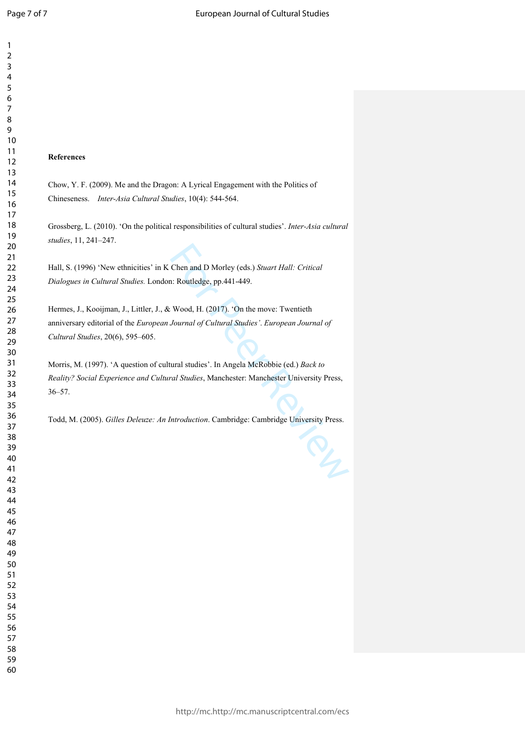**References**

Chow, Y. F. (2009). Me and the Dragon: A Lyrical Engagement with the Politics of Chineseness. *Inter-Asia Cultural Studies*, 10(4): 544-564.

Grossberg, L. (2010). 'On the political responsibilities of cultural studies'. *Inter-Asia cultural studies*, 11, 241–247.

Hall, S. (1996) 'New ethnicities' in K Chen and D Morley (eds.) *Stuart Hall: Critical Dialogues in Cultural Studies.* London: Routledge, pp.441-449.

Hermes, J., Kooijman, J., Littler, J., & Wood, H. (2017). 'On the move: Twentieth anniversary editorial of the *European Journal of Cultural Studies*'. *European Journal of Cultural Studies*, 20(6), 595–605.

Morris, M. (1997). 'A question of cultural studies'. In Angela McRobbie (ed.) *Back to Reality? Social Experience and Cultural Studies*, Manchester: Manchester University Press, 36–57.

Todd, M. (2005). *Gilles Deleuze: An Introduction*. Cambridge: Cambridge University Press.